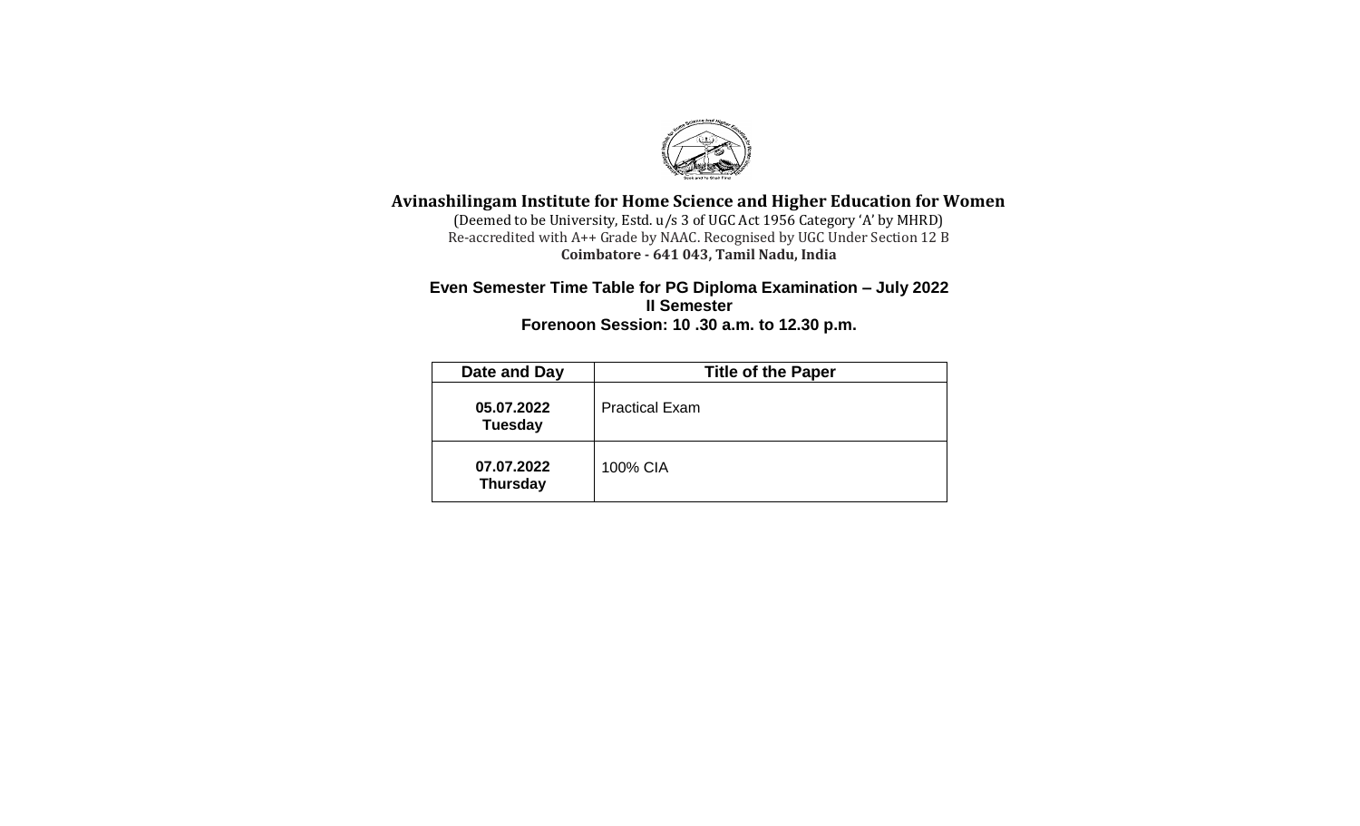# Avinashilingam Institute for Home Science and Higher Education for Women

(Deemed to be University, Estd. u/s 3 of UGC Act 1956 Category 'A' by MHRD)
Re-accredited with A++ Grade by NAAC. Recognised by UGC Under Section 12 B
**Coimbatore - 641 043, Tamil Nadu, India**

## Even Semester Time Table for PG Diploma Examination – July 2022

### II Semester

### Forenoon Session: 10 .30 a.m. to 12.30 p.m.

| Date and Day | Title of the Paper |
|---|---|
| **05.07.2022 Tuesday** | Practical Exam |
| **07.07.2022 Thursday** | 100% CIA |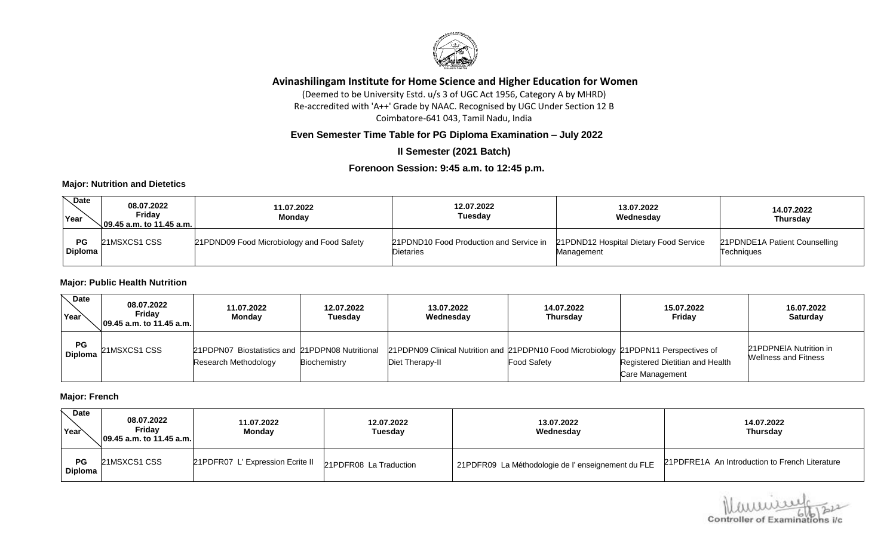**Avinashilingam Institute for Home Science and Higher Education for Women**

(Deemed to be University Estd. u/s 3 of UGC Act 1956, Category A by MHRD)
Re-accredited with 'A++' Grade by NAAC. Recognised by UGC Under Section 12 B
Coimbatore-641 043, Tamil Nadu, India

**Even Semester Time Table for PG Diploma Examination – July 2022**

**II Semester (2021 Batch)**

**Forenoon Session: 9:45 a.m. to 12:45 p.m.**

**Major: Nutrition and Dietetics**

| Date / Year | 08.07.2022 Friday 09.45 a.m. to 11.45 a.m. | 11.07.2022 Monday | 12.07.2022 Tuesday | 13.07.2022 Wednesday | 14.07.2022 Thursday |
|---|---|---|---|---|---|
| PG Diploma | 21MSXCS1 CSS | 21PDND09 Food Microbiology and Food Safety | 21PDND10 Food Production and Service in Dietaries | 21PDND12 Hospital Dietary Food Service Management | 21PDNDE1A Patient Counselling Techniques |

**Major: Public Health Nutrition**

| Date / Year | 08.07.2022 Friday 09.45 a.m. to 11.45 a.m. | 11.07.2022 Monday | 12.07.2022 Tuesday | 13.07.2022 Wednesday | 14.07.2022 Thursday | 15.07.2022 Friday | 16.07.2022 Saturday |
|---|---|---|---|---|---|---|---|
| PG Diploma | 21MSXCS1 CSS | 21PDPN07 Biostatistics and Research Methodology | 21PDPN08 Nutritional Biochemistry | 21PDPN09 Clinical Nutrition and Diet Therapy-II | 21PDPN10 Food Microbiology Food Safety | 21PDPN11 Perspectives of Registered Dietitian and Health Care Management | 21PDPNEIA Nutrition in Wellness and Fitness |

**Major: French**

| Date / Year | 08.07.2022 Friday 09.45 a.m. to 11.45 a.m. | 11.07.2022 Monday | 12.07.2022 Tuesday | 13.07.2022 Wednesday | 14.07.2022 Thursday |
|---|---|---|---|---|---|
| PG Diploma | 21MSXCS1 CSS | 21PDFR07 L' Expression Ecrite II | 21PDFR08 La Traduction | 21PDFR09 La Méthodologie de l' enseignement du FLE | 21PDFRE1A An Introduction to French Literature |

Controller of Examinations i/c